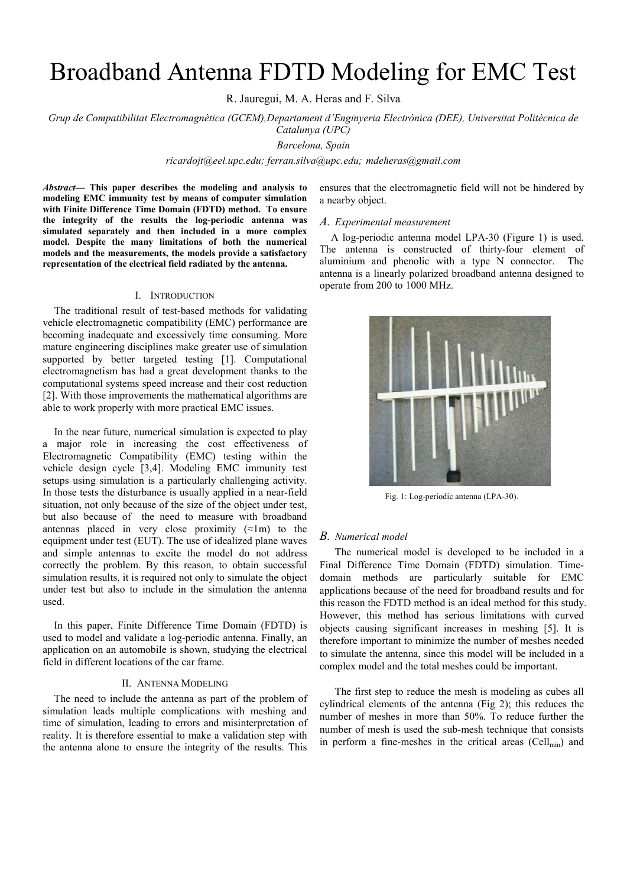# Broadband Antenna FDTD Modeling for EMC Test

R. Jauregui, M. A. Heras and F. Silva

*Grup de Compatibilitat Electromagnètica (GCEM),Departament d'Enginyeria Electrònica (DEE), Universitat Politècnica de Catalunya (UPC)*

*Barcelona, Spain*

*ricardojt@eel.upc.edu; ferran.silva@upc.edu; mdeheras@gmail.com*

***Abstract*— This paper describes the modeling and analysis to modeling EMC immunity test by means of computer simulation with Finite Difference Time Domain (FDTD) method. To ensure the integrity of the results the log-periodic antenna was simulated separately and then included in a more complex model. Despite the many limitations of both the numerical models and the measurements, the models provide a satisfactory representation of the electrical field radiated by the antenna.**

## I. Introduction

The traditional result of test-based methods for validating vehicle electromagnetic compatibility (EMC) performance are becoming inadequate and excessively time consuming. More mature engineering disciplines make greater use of simulation supported by better targeted testing [1]. Computational electromagnetism has had a great development thanks to the computational systems speed increase and their cost reduction [2]. With those improvements the mathematical algorithms are able to work properly with more practical EMC issues.

In the near future, numerical simulation is expected to play a major role in increasing the cost effectiveness of Electromagnetic Compatibility (EMC) testing within the vehicle design cycle [3,4]. Modeling EMC immunity test setups using simulation is a particularly challenging activity. In those tests the disturbance is usually applied in a near-field situation, not only because of the size of the object under test, but also because of the need to measure with broadband antennas placed in very close proximity (≈1m) to the equipment under test (EUT). The use of idealized plane waves and simple antennas to excite the model do not address correctly the problem. By this reason, to obtain successful simulation results, it is required not only to simulate the object under test but also to include in the simulation the antenna used.

In this paper, Finite Difference Time Domain (FDTD) is used to model and validate a log-periodic antenna. Finally, an application on an automobile is shown, studying the electrical field in different locations of the car frame.

## II. Antenna Modeling

The need to include the antenna as part of the problem of simulation leads multiple complications with meshing and time of simulation, leading to errors and misinterpretation of reality. It is therefore essential to make a validation step with the antenna alone to ensure the integrity of the results. This ensures that the electromagnetic field will not be hindered by a nearby object.

### *A. Experimental measurement*

A log-periodic antenna model LPA-30 (Figure 1) is used. The antenna is constructed of thirty-four element of aluminium and phenolic with a type N connector. The antenna is a linearly polarized broadband antenna designed to operate from 200 to 1000 MHz.

Fig. 1: Log-periodic antenna (LPA-30).

### *B. Numerical model*

The numerical model is developed to be included in a Final Difference Time Domain (FDTD) simulation. Time-domain methods are particularly suitable for EMC applications because of the need for broadband results and for this reason the FDTD method is an ideal method for this study. However, this method has serious limitations with curved objects causing significant increases in meshing [5]. It is therefore important to minimize the number of meshes needed to simulate the antenna, since this model will be included in a complex model and the total meshes could be important.

The first step to reduce the mesh is modeling as cubes all cylindrical elements of the antenna (Fig 2); this reduces the number of meshes in more than 50%. To reduce further the number of mesh is used the sub-mesh technique that consists in perform a fine-meshes in the critical areas ($Cell_{min}$) and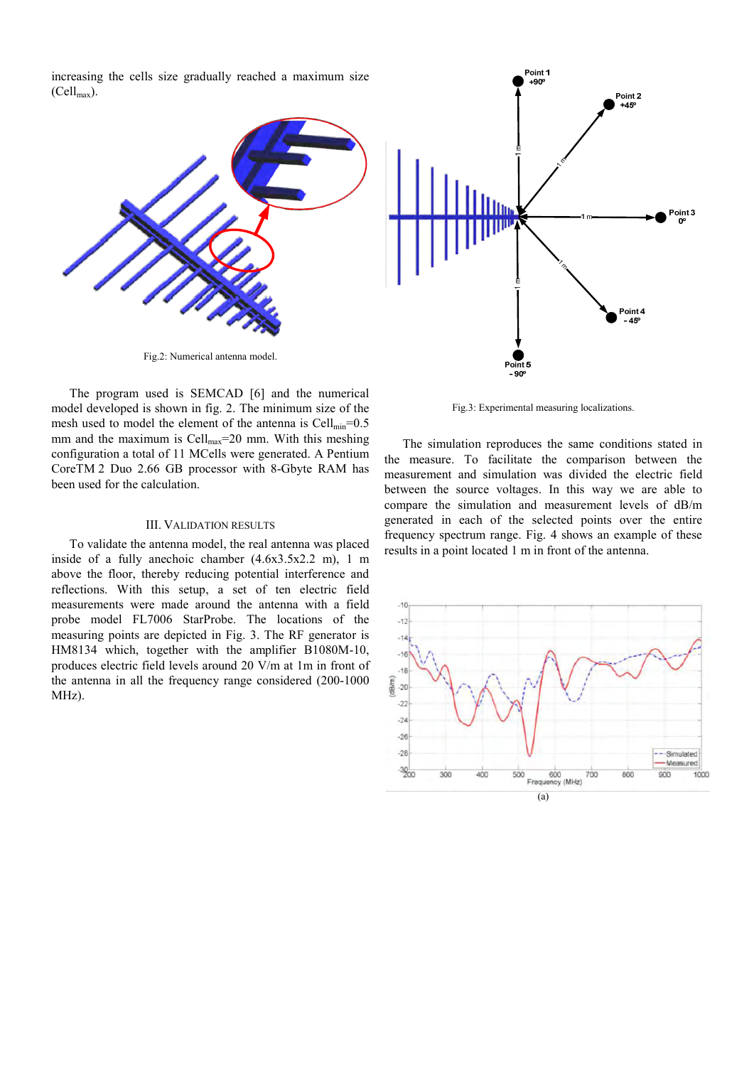increasing the cells size gradually reached a maximum size ($Cell_{max}$).

Fig.2: Numerical antenna model.

The program used is SEMCAD [6] and the numerical model developed is shown in fig. 2. The minimum size of the mesh used to model the element of the antenna is $Cell_{min}$=0.5 mm and the maximum is $Cell_{max}$=20 mm. With this meshing configuration a total of 11 MCells were generated. A Pentium CoreTM 2 Duo 2.66 GB processor with 8-Gbyte RAM has been used for the calculation.

## III. VALIDATION RESULTS

To validate the antenna model, the real antenna was placed inside of a fully anechoic chamber (4.6x3.5x2.2 m), 1 m above the floor, thereby reducing potential interference and reflections. With this setup, a set of ten electric field measurements were made around the antenna with a field probe model FL7006 StarProbe. The locations of the measuring points are depicted in Fig. 3. The RF generator is HM8134 which, together with the amplifier B1080M-10, produces electric field levels around 20 V/m at 1m in front of the antenna in all the frequency range considered (200-1000 MHz).

Fig.3: Experimental measuring localizations.

The simulation reproduces the same conditions stated in the measure. To facilitate the comparison between the measurement and simulation was divided the electric field between the source voltages. In this way we are able to compare the simulation and measurement levels of dB/m generated in each of the selected points over the entire frequency spectrum range. Fig. 4 shows an example of these results in a point located 1 m in front of the antenna.

(a)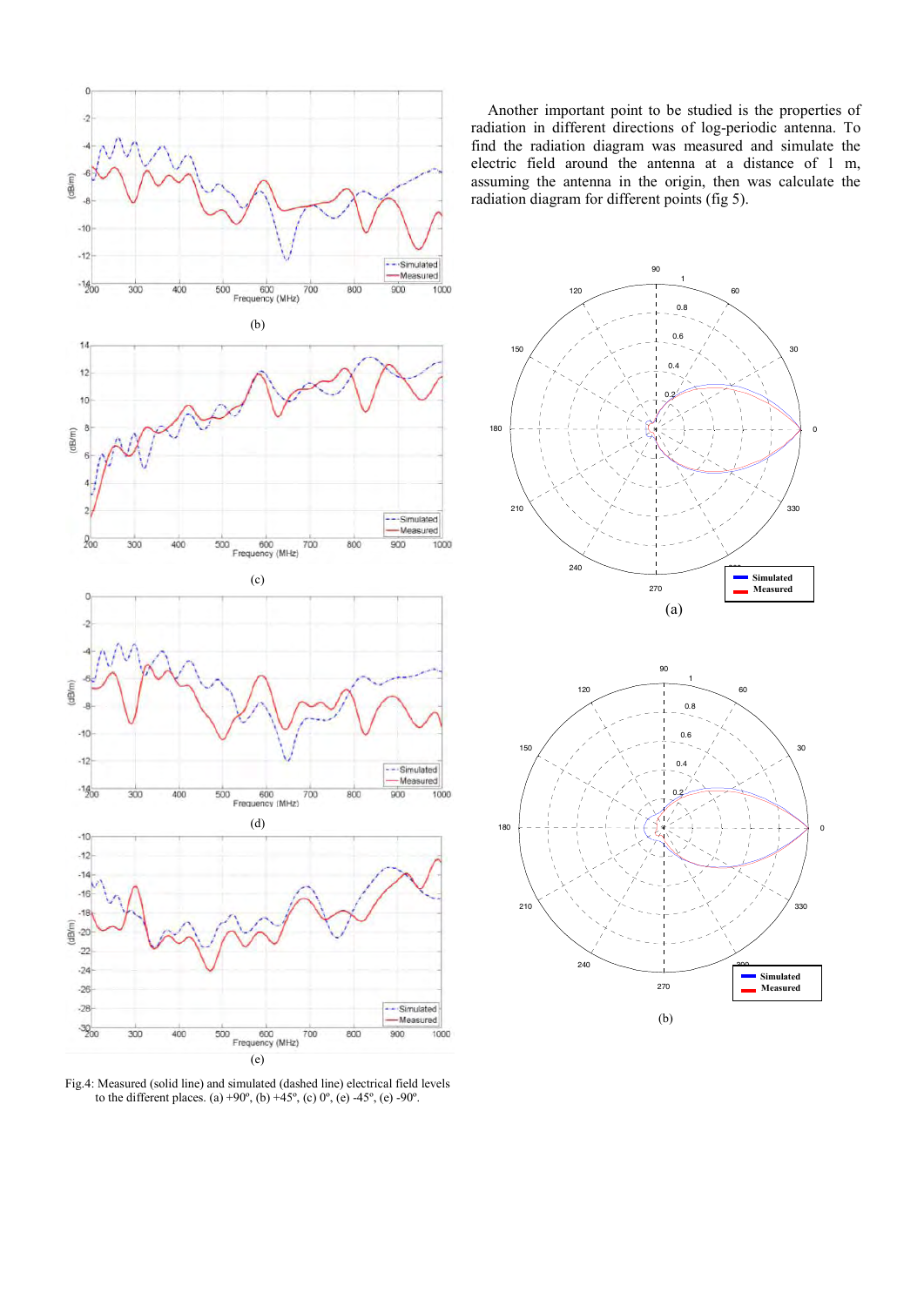(b)

(c)

(d)

(e)

Fig.4: Measured (solid line) and simulated (dashed line) electrical field levels to the different places. (a) +90º, (b) +45º, (c) 0º, (e) -45º, (e) -90º.

Another important point to be studied is the properties of radiation in different directions of log-periodic antenna. To find the radiation diagram was measured and simulate the electric field around the antenna at a distance of 1 m, assuming the antenna in the origin, then was calculate the radiation diagram for different points (fig 5).

(a)

(b)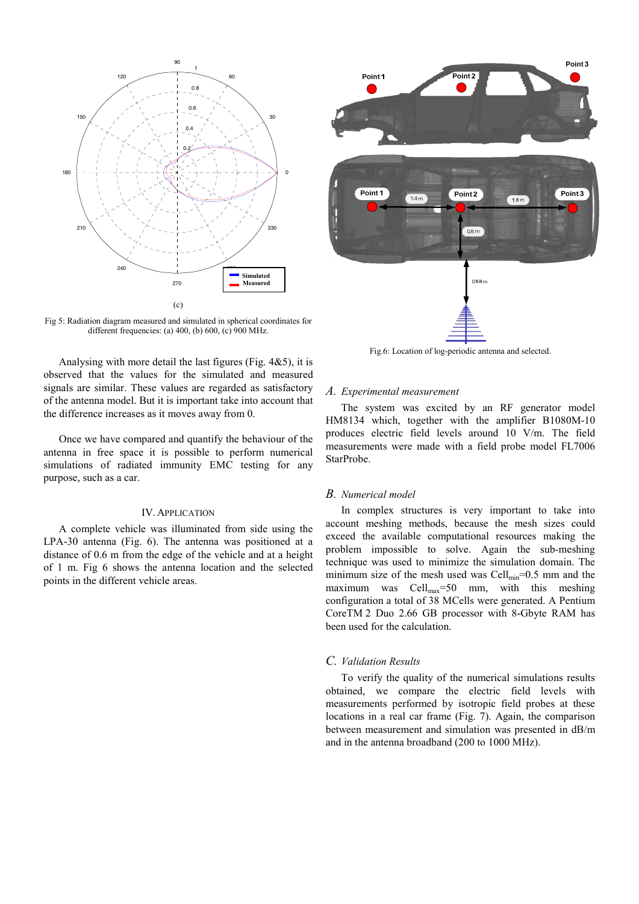(c)

Fig 5: Radiation diagram measured and simulated in spherical coordinates for different frequencies: (a) 400, (b) 600, (c) 900 MHz.

Analysing with more detail the last figures (Fig. 4&5), it is observed that the values for the simulated and measured signals are similar. These values are regarded as satisfactory of the antenna model. But it is important take into account that the difference increases as it moves away from 0.

Once we have compared and quantify the behaviour of the antenna in free space it is possible to perform numerical simulations of radiated immunity EMC testing for any purpose, such as a car.

## IV. Application

A complete vehicle was illuminated from side using the LPA-30 antenna (Fig. 6). The antenna was positioned at a distance of 0.6 m from the edge of the vehicle and at a height of 1 m. Fig 6 shows the antenna location and the selected points in the different vehicle areas.

Fig.6: Location of log-periodic antenna and selected.

### A. *Experimental measurement*

The system was excited by an RF generator model HM8134 which, together with the amplifier B1080M-10 produces electric field levels around 10 V/m. The field measurements were made with a field probe model FL7006 StarProbe.

### B. *Numerical model*

In complex structures is very important to take into account meshing methods, because the mesh sizes could exceed the available computational resources making the problem impossible to solve. Again the sub-meshing technique was used to minimize the simulation domain. The minimum size of the mesh used was $Cell_{min}$=0.5 mm and the maximum was $Cell_{max}$=50 mm, with this meshing configuration a total of 38 MCells were generated. A Pentium CoreTM 2 Duo 2.66 GB processor with 8-Gbyte RAM has been used for the calculation.

### C. *Validation Results*

To verify the quality of the numerical simulations results obtained, we compare the electric field levels with measurements performed by isotropic field probes at these locations in a real car frame (Fig. 7). Again, the comparison between measurement and simulation was presented in dB/m and in the antenna broadband (200 to 1000 MHz).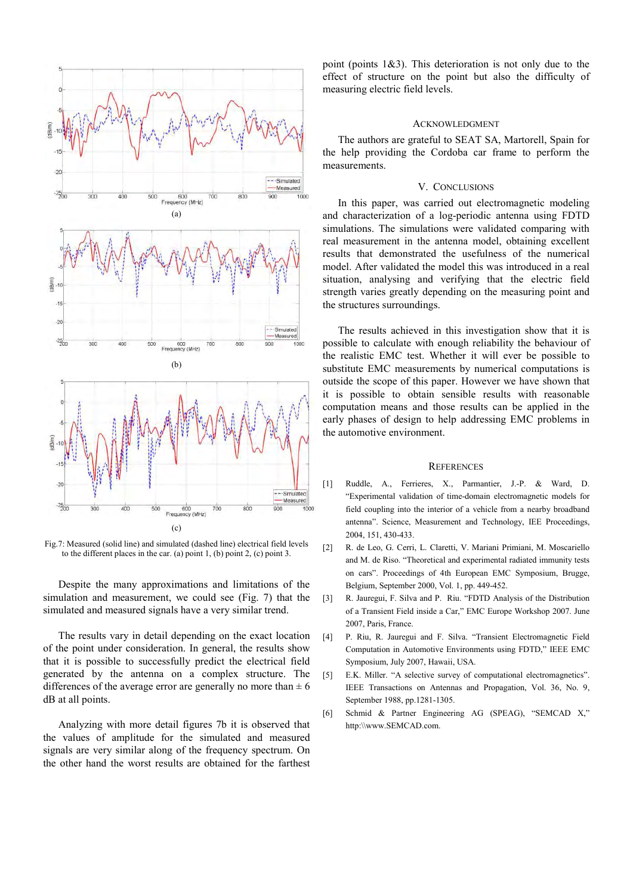(dBm)

5
0
-5
-10
-15
-20
-25

200 300 400 500 600 700 800 900 1000

Frequency (MHz)

Simulated
Measured

(a)

(dBm)

5
0
-5
-10
-15
-20
-25

200 300 400 500 600 700 800 900 1000

Frequency (MHz)

Simulated
Measured

(b)

(dBm)

5
0
-5
-10
-15
-20
-25

200 300 400 500 600 700 800 900 1000

Frequency (MHz)

Simulated
Measured

(c)

Fig.7: Measured (solid line) and simulated (dashed line) electrical field levels to the different places in the car. (a) point 1, (b) point 2, (c) point 3.

Despite the many approximations and limitations of the simulation and measurement, we could see (Fig. 7) that the simulated and measured signals have a very similar trend.

The results vary in detail depending on the exact location of the point under consideration. In general, the results show that it is possible to successfully predict the electrical field generated by the antenna on a complex structure. The differences of the average error are generally no more than ± 6 dB at all points.

Analyzing with more detail figures 7b it is observed that the values of amplitude for the simulated and measured signals are very similar along of the frequency spectrum. On the other hand the worst results are obtained for the farthest point (points 1&3). This deterioration is not only due to the effect of structure on the point but also the difficulty of measuring electric field levels.

## ACKNOWLEDGMENT

The authors are grateful to SEAT SA, Martorell, Spain for the help providing the Cordoba car frame to perform the measurements.

## V. CONCLUSIONS

In this paper, was carried out electromagnetic modeling and characterization of a log-periodic antenna using FDTD simulations. The simulations were validated comparing with real measurement in the antenna model, obtaining excellent results that demonstrated the usefulness of the numerical model. After validated the model this was introduced in a real situation, analysing and verifying that the electric field strength varies greatly depending on the measuring point and the structures surroundings.

The results achieved in this investigation show that it is possible to calculate with enough reliability the behaviour of the realistic EMC test. Whether it will ever be possible to substitute EMC measurements by numerical computations is outside the scope of this paper. However we have shown that it is possible to obtain sensible results with reasonable computation means and those results can be applied in the early phases of design to help addressing EMC problems in the automotive environment.

## REFERENCES

[1] Ruddle, A., Ferrieres, X., Parmantier, J.-P. & Ward, D. "Experimental validation of time-domain electromagnetic models for field coupling into the interior of a vehicle from a nearby broadband antenna". Science, Measurement and Technology, IEE Proceedings, 2004, 151, 430-433.

[2] R. de Leo, G. Cerri, L. Claretti, V. Mariani Primiani, M. Moscariello and M. de Riso. "Theoretical and experimental radiated immunity tests on cars". Proceedings of 4th European EMC Symposium, Brugge, Belgium, September 2000, Vol. 1, pp. 449-452.

[3] R. Jauregui, F. Silva and P. Riu. "FDTD Analysis of the Distribution of a Transient Field inside a Car," EMC Europe Workshop 2007. June 2007, Paris, France.

[4] P. Riu, R. Jauregui and F. Silva. "Transient Electromagnetic Field Computation in Automotive Environments using FDTD," IEEE EMC Symposium, July 2007, Hawaii, USA.

[5] E.K. Miller. "A selective survey of computational electromagnetics". IEEE Transactions on Antennas and Propagation, Vol. 36, No. 9, September 1988, pp.1281-1305.

[6] Schmid & Partner Engineering AG (SPEAG), "SEMCAD X," http:\\www.SEMCAD.com.